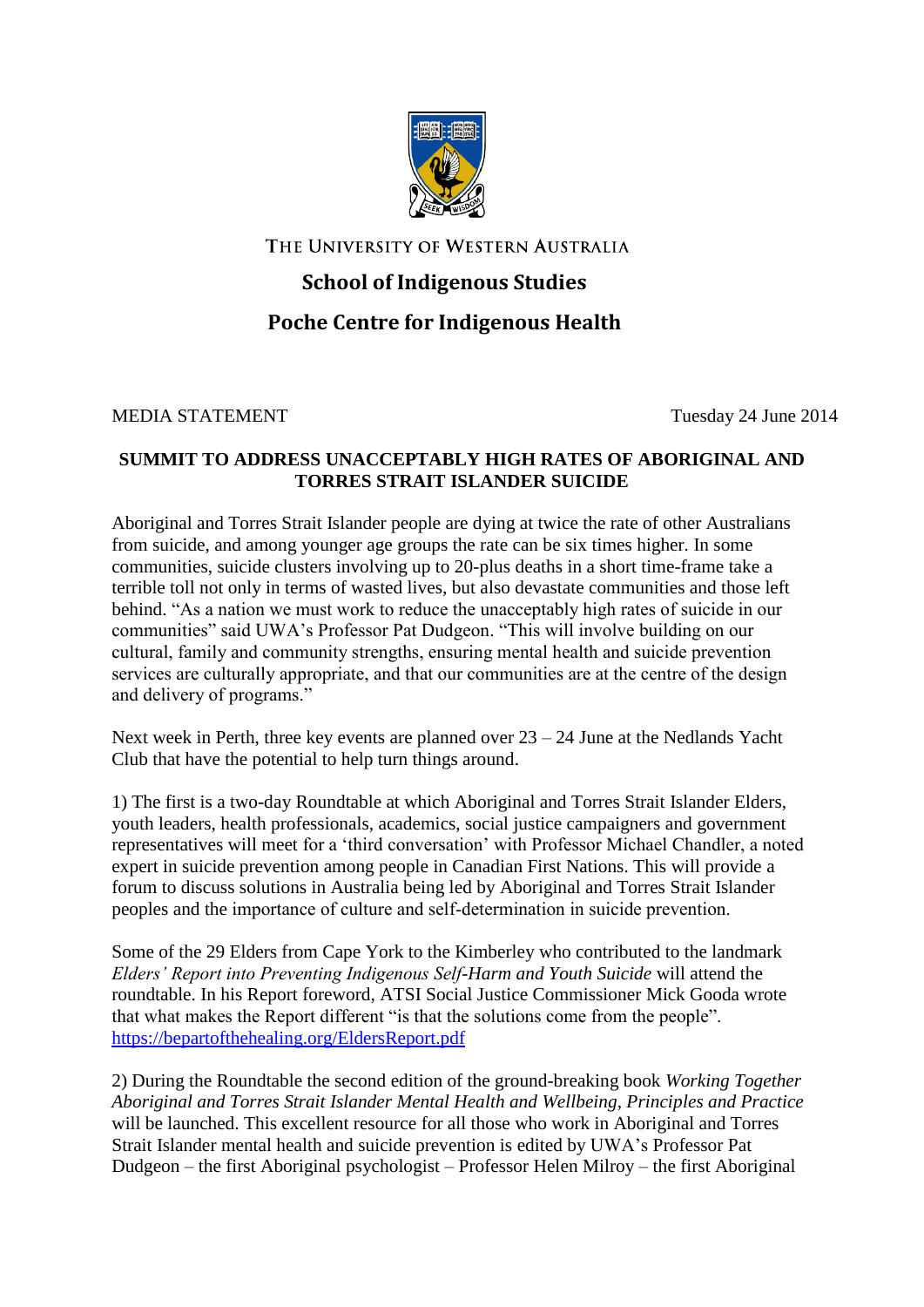THE UNIVERSITY OF WESTERN AUSTRALIA

## School of Indigenous Studies

## Poche Centre for Indigenous Health

MEDIA STATEMENT Tuesday 24 June 2014

**SUMMIT TO ADDRESS UNACCEPTABLY HIGH RATES OF ABORIGINAL AND TORRES STRAIT ISLANDER SUICIDE**

Aboriginal and Torres Strait Islander people are dying at twice the rate of other Australians from suicide, and among younger age groups the rate can be six times higher. In some communities, suicide clusters involving up to 20-plus deaths in a short time-frame take a terrible toll not only in terms of wasted lives, but also devastate communities and those left behind. "As a nation we must work to reduce the unacceptably high rates of suicide in our communities" said UWA's Professor Pat Dudgeon. "This will involve building on our cultural, family and community strengths, ensuring mental health and suicide prevention services are culturally appropriate, and that our communities are at the centre of the design and delivery of programs."

Next week in Perth, three key events are planned over 23 – 24 June at the Nedlands Yacht Club that have the potential to help turn things around.

1) The first is a two-day Roundtable at which Aboriginal and Torres Strait Islander Elders, youth leaders, health professionals, academics, social justice campaigners and government representatives will meet for a 'third conversation' with Professor Michael Chandler, a noted expert in suicide prevention among people in Canadian First Nations. This will provide a forum to discuss solutions in Australia being led by Aboriginal and Torres Strait Islander peoples and the importance of culture and self-determination in suicide prevention.

Some of the 29 Elders from Cape York to the Kimberley who contributed to the landmark *Elders' Report into Preventing Indigenous Self-Harm and Youth Suicide* will attend the roundtable. In his Report foreword, ATSI Social Justice Commissioner Mick Gooda wrote that what makes the Report different "is that the solutions come from the people". https://bepartofthehealing.org/EldersReport.pdf

2) During the Roundtable the second edition of the ground-breaking book *Working Together Aboriginal and Torres Strait Islander Mental Health and Wellbeing, Principles and Practice* will be launched. This excellent resource for all those who work in Aboriginal and Torres Strait Islander mental health and suicide prevention is edited by UWA's Professor Pat Dudgeon – the first Aboriginal psychologist – Professor Helen Milroy – the first Aboriginal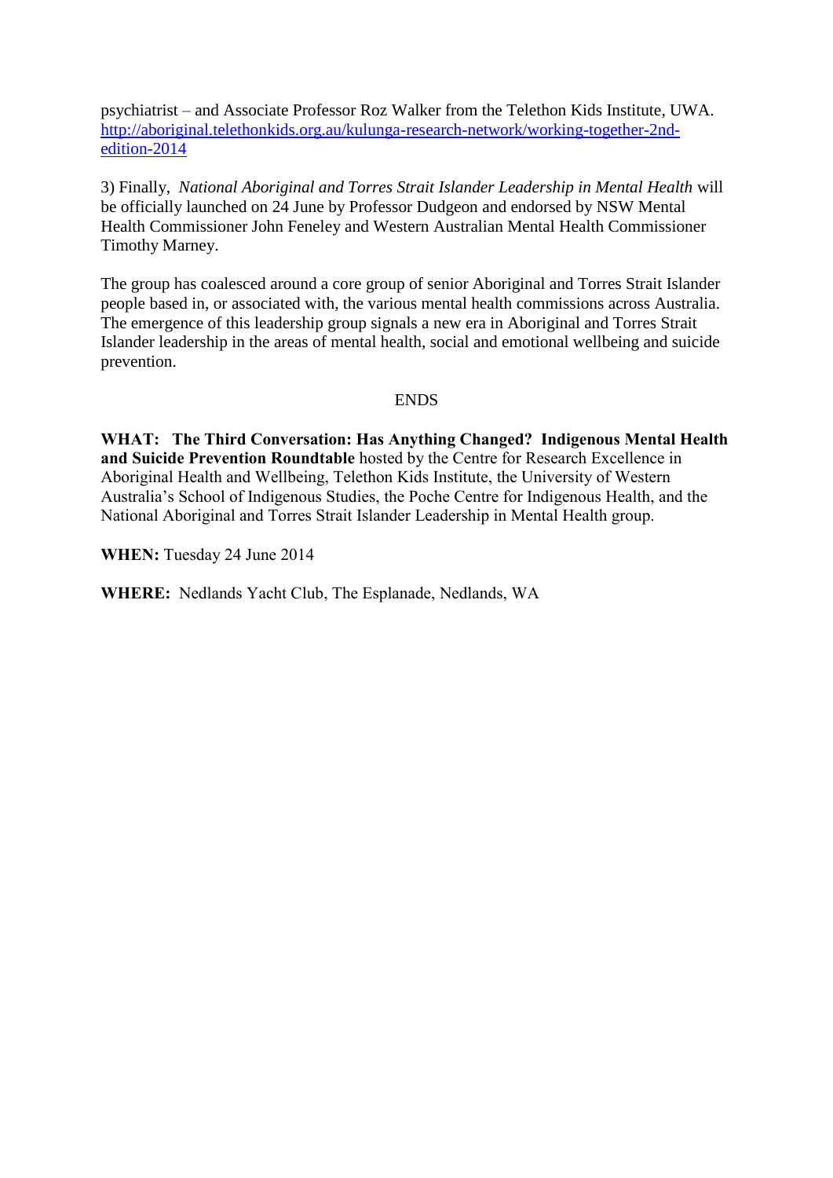psychiatrist – and Associate Professor Roz Walker from the Telethon Kids Institute, UWA. [http://aboriginal.telethonkids.org.au/kulunga-research-network/working-together-2nd-edition-2014](http://aboriginal.telethonkids.org.au/kulunga-research-network/working-together-2nd-edition-2014)

3) Finally, *National Aboriginal and Torres Strait Islander Leadership in Mental Health* will be officially launched on 24 June by Professor Dudgeon and endorsed by NSW Mental Health Commissioner John Feneley and Western Australian Mental Health Commissioner Timothy Marney.

The group has coalesced around a core group of senior Aboriginal and Torres Strait Islander people based in, or associated with, the various mental health commissions across Australia. The emergence of this leadership group signals a new era in Aboriginal and Torres Strait Islander leadership in the areas of mental health, social and emotional wellbeing and suicide prevention.

ENDS

**WHAT: The Third Conversation: Has Anything Changed? Indigenous Mental Health and Suicide Prevention Roundtable** hosted by the Centre for Research Excellence in Aboriginal Health and Wellbeing, Telethon Kids Institute, the University of Western Australia's School of Indigenous Studies, the Poche Centre for Indigenous Health, and the National Aboriginal and Torres Strait Islander Leadership in Mental Health group.

**WHEN:** Tuesday 24 June 2014

**WHERE:** Nedlands Yacht Club, The Esplanade, Nedlands, WA